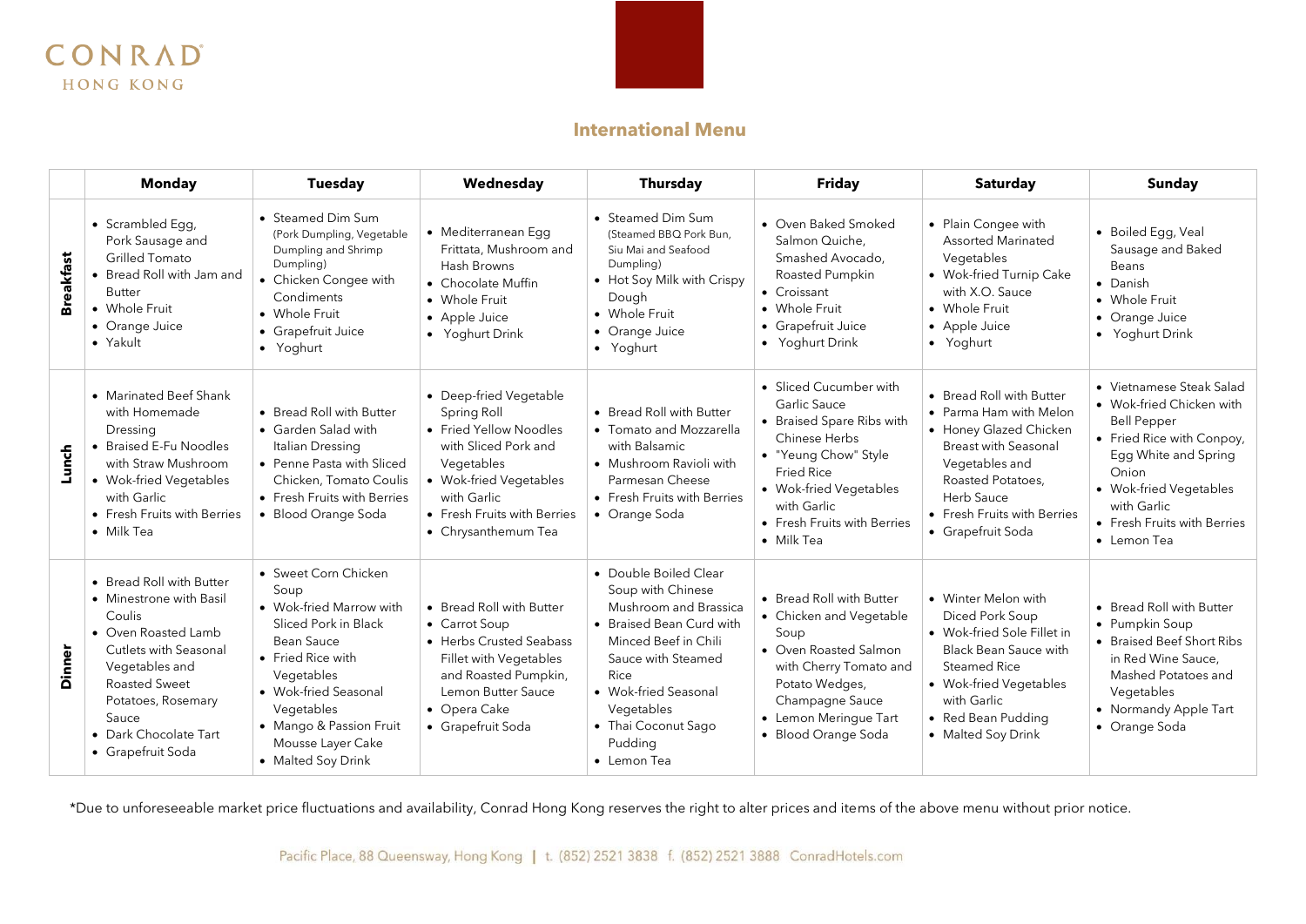CONRAD
HONG KONG

## International Menu

| | Monday | Tuesday | Wednesday | Thursday | Friday | Saturday | Sunday |
|---|---|---|---|---|---|---|---|
| **Breakfast** | • Scrambled Egg, Pork Sausage and Grilled Tomato<br>• Bread Roll with Jam and Butter<br>• Whole Fruit<br>• Orange Juice<br>• Yakult | • Steamed Dim Sum (Pork Dumpling, Vegetable Dumpling and Shrimp Dumpling)<br>• Chicken Congee with Condiments<br>• Whole Fruit<br>• Grapefruit Juice<br>• Yoghurt | • Mediterranean Egg Frittata, Mushroom and Hash Browns<br>• Chocolate Muffin<br>• Whole Fruit<br>• Apple Juice<br>• Yoghurt Drink | • Steamed Dim Sum (Steamed BBQ Pork Bun, Siu Mai and Seafood Dumpling)<br>• Hot Soy Milk with Crispy Dough<br>• Whole Fruit<br>• Orange Juice<br>• Yoghurt | • Oven Baked Smoked Salmon Quiche, Smashed Avocado, Roasted Pumpkin<br>• Croissant<br>• Whole Fruit<br>• Grapefruit Juice<br>• Yoghurt Drink | • Plain Congee with Assorted Marinated Vegetables<br>• Wok-fried Turnip Cake with X.O. Sauce<br>• Whole Fruit<br>• Apple Juice<br>• Yoghurt | • Boiled Egg, Veal Sausage and Baked Beans<br>• Danish<br>• Whole Fruit<br>• Orange Juice<br>• Yoghurt Drink |
| **Lunch** | • Marinated Beef Shank with Homemade Dressing<br>• Braised E-Fu Noodles with Straw Mushroom<br>• Wok-fried Vegetables with Garlic<br>• Fresh Fruits with Berries<br>• Milk Tea | • Bread Roll with Butter<br>• Garden Salad with Italian Dressing<br>• Penne Pasta with Sliced Chicken, Tomato Coulis<br>• Fresh Fruits with Berries<br>• Blood Orange Soda | • Deep-fried Vegetable Spring Roll<br>• Fried Yellow Noodles with Sliced Pork and Vegetables<br>• Wok-fried Vegetables with Garlic<br>• Fresh Fruits with Berries<br>• Chrysanthemum Tea | • Bread Roll with Butter<br>• Tomato and Mozzarella with Balsamic<br>• Mushroom Ravioli with Parmesan Cheese<br>• Fresh Fruits with Berries<br>• Orange Soda | • Sliced Cucumber with Garlic Sauce<br>• Braised Spare Ribs with Chinese Herbs<br>• "Yeung Chow" Style Fried Rice<br>• Wok-fried Vegetables with Garlic<br>• Fresh Fruits with Berries<br>• Milk Tea | • Bread Roll with Butter<br>• Parma Ham with Melon<br>• Honey Glazed Chicken Breast with Seasonal Vegetables and Roasted Potatoes, Herb Sauce<br>• Fresh Fruits with Berries<br>• Grapefruit Soda | • Vietnamese Steak Salad<br>• Wok-fried Chicken with Bell Pepper<br>• Fried Rice with Conpoy, Egg White and Spring Onion<br>• Wok-fried Vegetables with Garlic<br>• Fresh Fruits with Berries<br>• Lemon Tea |
| **Dinner** | • Bread Roll with Butter<br>• Minestrone with Basil Coulis<br>• Oven Roasted Lamb Cutlets with Seasonal Vegetables and Roasted Sweet Potatoes, Rosemary Sauce<br>• Dark Chocolate Tart<br>• Grapefruit Soda | • Sweet Corn Chicken Soup<br>• Wok-fried Marrow with Sliced Pork in Black Bean Sauce<br>• Fried Rice with Vegetables<br>• Wok-fried Seasonal Vegetables<br>• Mango & Passion Fruit Mousse Layer Cake<br>• Malted Soy Drink | • Bread Roll with Butter<br>• Carrot Soup<br>• Herbs Crusted Seabass Fillet with Vegetables and Roasted Pumpkin, Lemon Butter Sauce<br>• Opera Cake<br>• Grapefruit Soda | • Double Boiled Clear Soup with Chinese Mushroom and Brassica<br>• Braised Bean Curd with Minced Beef in Chili Sauce with Steamed Rice<br>• Wok-fried Seasonal Vegetables<br>• Thai Coconut Sago Pudding<br>• Lemon Tea | • Bread Roll with Butter<br>• Chicken and Vegetable Soup<br>• Oven Roasted Salmon with Cherry Tomato and Potato Wedges, Champagne Sauce<br>• Lemon Meringue Tart<br>• Blood Orange Soda | • Winter Melon with Diced Pork Soup<br>• Wok-fried Sole Fillet in Black Bean Sauce with Steamed Rice<br>• Wok-fried Vegetables with Garlic<br>• Red Bean Pudding<br>• Malted Soy Drink | • Bread Roll with Butter<br>• Pumpkin Soup<br>• Braised Beef Short Ribs in Red Wine Sauce, Mashed Potatoes and Vegetables<br>• Normandy Apple Tart<br>• Orange Soda |

*Due to unforeseeable market price fluctuations and availability, Conrad Hong Kong reserves the right to alter prices and items of the above menu without prior notice.

Pacific Place, 88 Queensway, Hong Kong | t. (852) 2521 3838 f. (852) 2521 3888 ConradHotels.com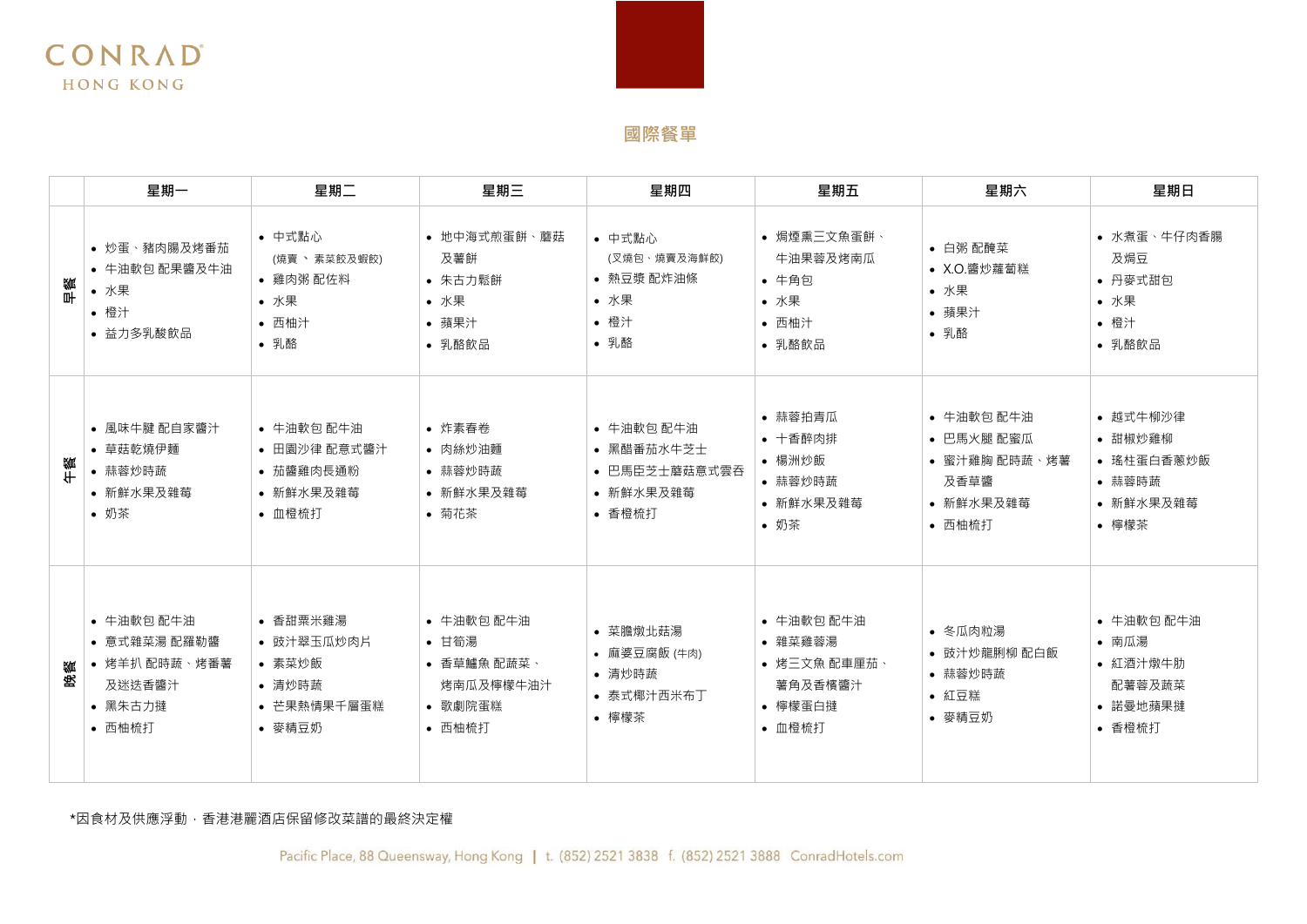CONRAD
HONG KONG

## 國際餐單

| | 星期一 | 星期二 | 星期三 | 星期四 | 星期五 | 星期六 | 星期日 |
|---|---|---|---|---|---|---|---|
| 早餐 | • 炒蛋、豬肉腸及烤番茄<br>• 牛油軟包 配果醬及牛油<br>• 水果<br>• 橙汁<br>• 益力多乳酸飲品 | • 中式點心 (燒賣 、 素菜餃及蝦餃)<br>• 雞肉粥 配佐料<br>• 水果<br>• 西柚汁<br>• 乳酪 | • 地中海式煎蛋餅、蘑菇及薯餅<br>• 朱古力鬆餅<br>• 水果<br>• 蘋果汁<br>• 乳酪飲品 | • 中式點心 (叉燒包、燒賣及海鮮餃)<br>• 熱豆漿 配炸油條<br>• 水果<br>• 橙汁<br>• 乳酪 | • 焗煙熏三文魚蛋餅、牛油果蓉及烤南瓜<br>• 牛角包<br>• 水果<br>• 西柚汁<br>• 乳酪飲品 | • 白粥 配醃菜<br>• X.O.醬炒蘿蔔糕<br>• 水果<br>• 蘋果汁<br>• 乳酪 | • 水煮蛋、牛仔肉香腸及焗豆<br>• 丹麥式甜包<br>• 水果<br>• 橙汁<br>• 乳酪飲品 |
| 午餐 | • 風味牛腱 配自家醬汁<br>• 草菇乾燒伊麵<br>• 蒜蓉炒時蔬<br>• 新鮮水果及雜莓<br>• 奶茶 | • 牛油軟包 配牛油<br>• 田園沙律 配意式醬汁<br>• 茄醬雞肉長通粉<br>• 新鮮水果及雜莓<br>• 血橙梳打 | • 炸素春卷<br>• 肉絲炒油麵<br>• 蒜蓉炒時蔬<br>• 新鮮水果及雜莓<br>• 菊花茶 | • 牛油軟包 配牛油<br>• 黑醋番茄水牛芝士<br>• 巴馬臣芝士蘑菇意式雲吞<br>• 新鮮水果及雜莓<br>• 香橙梳打 | • 蒜蓉拍青瓜<br>• 十香醉肉排<br>• 楊洲炒飯<br>• 蒜蓉炒時蔬<br>• 新鮮水果及雜莓<br>• 奶茶 | • 牛油軟包 配牛油<br>• 巴馬火腿 配蜜瓜<br>• 蜜汁雞胸 配時蔬、烤薯及香草醬<br>• 新鮮水果及雜莓<br>• 西柚梳打 | • 越式牛柳沙律<br>• 甜椒炒雞柳<br>• 瑤柱蛋白香蔥炒飯<br>• 蒜蓉時蔬<br>• 新鮮水果及雜莓<br>• 檸檬茶 |
| 晚餐 | • 牛油軟包 配牛油<br>• 意式雜菜湯 配羅勒醬<br>• 烤羊扒 配時蔬、烤番薯及迷迭香醬汁<br>• 黑朱古力撻<br>• 西柚梳打 | • 香甜粟米雞湯<br>• 豉汁翠玉瓜炒肉片<br>• 素菜炒飯<br>• 清炒時蔬<br>• 芒果熱情果千層蛋糕<br>• 麥精豆奶 | • 牛油軟包 配牛油<br>• 甘筍湯<br>• 香草鱸魚 配蔬菜、烤南瓜及檸檬牛油汁<br>• 歌劇院蛋糕<br>• 西柚梳打 | • 菜膽燉北菇湯<br>• 麻婆豆腐飯 (牛肉)<br>• 清炒時蔬<br>• 泰式椰汁西米布丁<br>• 檸檬茶 | • 牛油軟包 配牛油<br>• 雜菜雞蓉湯<br>• 烤三文魚 配車厘茄、薯角及香檳醬汁<br>• 檸檬蛋白撻<br>• 血橙梳打 | • 冬瓜肉粒湯<br>• 豉汁炒龍脷柳 配白飯<br>• 蒜蓉炒時蔬<br>• 紅豆糕<br>• 麥精豆奶 | • 牛油軟包 配牛油<br>• 南瓜湯<br>• 紅酒汁燉牛肋 配薯蓉及蔬菜<br>• 諾曼地蘋果撻<br>• 香橙梳打 |

*因食材及供應浮動，香港港麗酒店保留修改菜譜的最終決定權

Pacific Place, 88 Queensway, Hong Kong | t. (852) 2521 3838 f. (852) 2521 3888 ConradHotels.com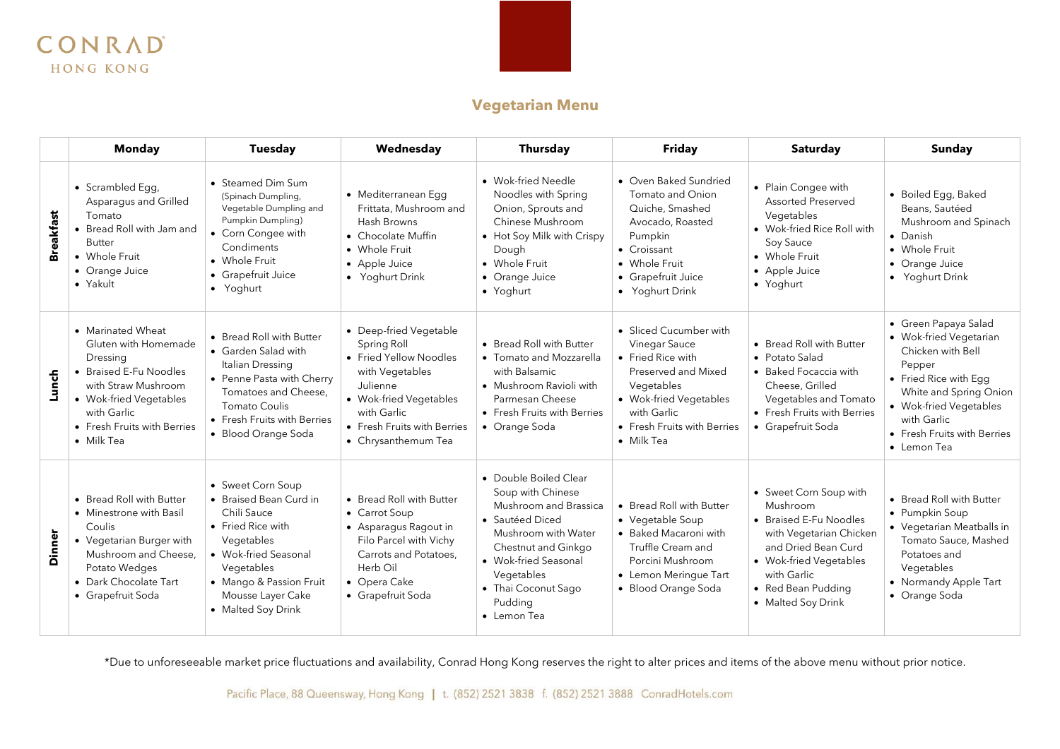CONRAD
HONG KONG

## Vegetarian Menu

| | Monday | Tuesday | Wednesday | Thursday | Friday | Saturday | Sunday |
|---|---|---|---|---|---|---|---|
| **Breakfast** | • Scrambled Egg, Asparagus and Grilled Tomato<br>• Bread Roll with Jam and Butter<br>• Whole Fruit<br>• Orange Juice<br>• Yakult | • Steamed Dim Sum (Spinach Dumpling, Vegetable Dumpling and Pumpkin Dumpling)<br>• Corn Congee with Condiments<br>• Whole Fruit<br>• Grapefruit Juice<br>• Yoghurt | • Mediterranean Egg Frittata, Mushroom and Hash Browns<br>• Chocolate Muffin<br>• Whole Fruit<br>• Apple Juice<br>• Yoghurt Drink | • Wok-fried Needle Noodles with Spring Onion, Sprouts and Chinese Mushroom<br>• Hot Soy Milk with Crispy Dough<br>• Whole Fruit<br>• Orange Juice<br>• Yoghurt | • Oven Baked Sundried Tomato and Onion Quiche, Smashed Avocado, Roasted Pumpkin<br>• Croissant<br>• Whole Fruit<br>• Grapefruit Juice<br>• Yoghurt Drink | • Plain Congee with Assorted Preserved Vegetables<br>• Wok-fried Rice Roll with Soy Sauce<br>• Whole Fruit<br>• Apple Juice<br>• Yoghurt | • Boiled Egg, Baked Beans, Sautéed Mushroom and Spinach<br>• Danish<br>• Whole Fruit<br>• Orange Juice<br>• Yoghurt Drink |
| **Lunch** | • Marinated Wheat Gluten with Homemade Dressing<br>• Braised E-Fu Noodles with Straw Mushroom<br>• Wok-fried Vegetables with Garlic<br>• Fresh Fruits with Berries<br>• Milk Tea | • Bread Roll with Butter<br>• Garden Salad with Italian Dressing<br>• Penne Pasta with Cherry Tomatoes and Cheese, Tomato Coulis<br>• Fresh Fruits with Berries<br>• Blood Orange Soda | • Deep-fried Vegetable Spring Roll<br>• Fried Yellow Noodles with Vegetables Julienne<br>• Wok-fried Vegetables with Garlic<br>• Fresh Fruits with Berries<br>• Chrysanthemum Tea | • Bread Roll with Butter<br>• Tomato and Mozzarella with Balsamic<br>• Mushroom Ravioli with Parmesan Cheese<br>• Fresh Fruits with Berries<br>• Orange Soda | • Sliced Cucumber with Vinegar Sauce<br>• Fried Rice with Preserved and Mixed Vegetables<br>• Wok-fried Vegetables with Garlic<br>• Fresh Fruits with Berries<br>• Milk Tea | • Bread Roll with Butter<br>• Potato Salad<br>• Baked Focaccia with Cheese, Grilled Vegetables and Tomato<br>• Fresh Fruits with Berries<br>• Grapefruit Soda | • Green Papaya Salad<br>• Wok-fried Vegetarian Chicken with Bell Pepper<br>• Fried Rice with Egg White and Spring Onion<br>• Wok-fried Vegetables with Garlic<br>• Fresh Fruits with Berries<br>• Lemon Tea |
| **Dinner** | • Bread Roll with Butter<br>• Minestrone with Basil Coulis<br>• Vegetarian Burger with Mushroom and Cheese, Potato Wedges<br>• Dark Chocolate Tart<br>• Grapefruit Soda | • Sweet Corn Soup<br>• Braised Bean Curd in Chili Sauce<br>• Fried Rice with Vegetables<br>• Wok-fried Seasonal Vegetables<br>• Mango & Passion Fruit Mousse Layer Cake<br>• Malted Soy Drink | • Bread Roll with Butter<br>• Carrot Soup<br>• Asparagus Ragout in Filo Parcel with Vichy Carrots and Potatoes, Herb Oil<br>• Opera Cake<br>• Grapefruit Soda | • Double Boiled Clear Soup with Chinese Mushroom and Brassica<br>• Sautéed Diced Mushroom with Water Chestnut and Ginkgo<br>• Wok-fried Seasonal Vegetables<br>• Thai Coconut Sago Pudding<br>• Lemon Tea | • Bread Roll with Butter<br>• Vegetable Soup<br>• Baked Macaroni with Truffle Cream and Porcini Mushroom<br>• Lemon Meringue Tart<br>• Blood Orange Soda | • Sweet Corn Soup with Mushroom<br>• Braised E-Fu Noodles with Vegetarian Chicken and Dried Bean Curd<br>• Wok-fried Vegetables with Garlic<br>• Red Bean Pudding<br>• Malted Soy Drink | • Bread Roll with Butter<br>• Pumpkin Soup<br>• Vegetarian Meatballs in Tomato Sauce, Mashed Potatoes and Vegetables<br>• Normandy Apple Tart<br>• Orange Soda |

*Due to unforeseeable market price fluctuations and availability, Conrad Hong Kong reserves the right to alter prices and items of the above menu without prior notice.

Pacific Place, 88 Queensway, Hong Kong | t. (852) 2521 3838 f. (852) 2521 3888 ConradHotels.com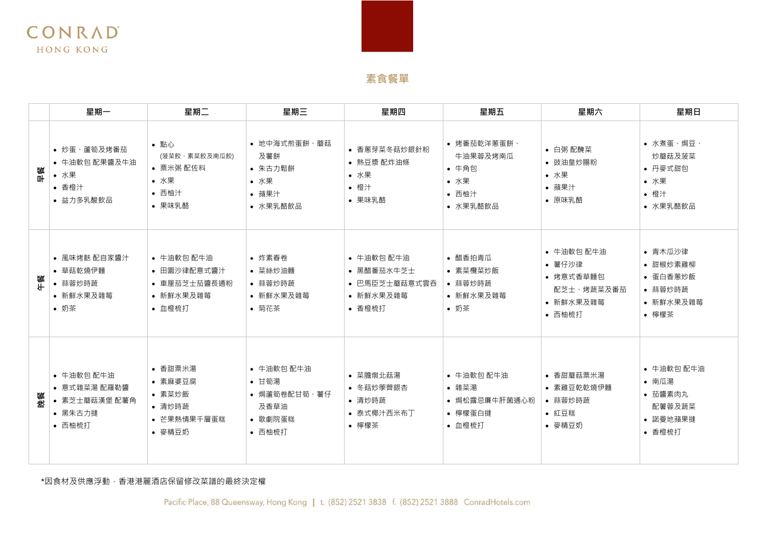CONRAD
HONG KONG

## 素食餐單

| | 星期一 | 星期二 | 星期三 | 星期四 | 星期五 | 星期六 | 星期日 |
|---|---|---|---|---|---|---|---|
| 早餐 | • 炒蛋、蘆筍及烤番茄<br>• 牛油軟包 配果醬及牛油<br>• 水果<br>• 香橙汁<br>• 益力多乳酸飲品 | • 點心<br>(菠菜餃、素菜餃及南瓜餃)<br>• 粟米粥 配佐料<br>• 水果<br>• 西柚汁<br>• 果味乳酪 | • 地中海式煎蛋餅、蘑菇及薯餅<br>• 朱古力鬆餅<br>• 水果<br>• 蘋果汁<br>• 水果乳酪飲品 | • 香蔥芽菜冬菇炒銀針粉<br>• 熱豆漿 配炸油條<br>• 水果<br>• 橙汁<br>• 果味乳酪 | • 烤番茄乾洋蔥蛋餅、牛油果蓉及烤南瓜<br>• 牛角包<br>• 水果<br>• 西柚汁<br>• 水果乳酪飲品 | • 白粥 配醃菜<br>• 豉油皇炒腸粉<br>• 水果<br>• 蘋果汁<br>• 原味乳酪 | • 水煮蛋、焗豆、炒蘑菇及菠菜<br>• 丹麥式甜包<br>• 水果<br>• 橙汁<br>• 水果乳酪飲品 |
| 午餐 | • 風味烤麩 配自家醬汁<br>• 草菇乾燒伊麵<br>• 蒜蓉炒時蔬<br>• 新鮮水果及雜莓<br>• 奶茶 | • 牛油軟包 配牛油<br>• 田園沙律配意式醬汁<br>• 車厘茄芝士茄醬長通粉<br>• 新鮮水果及雜莓<br>• 血橙梳打 | • 炸素春卷<br>• 菜絲炒油麵<br>• 蒜蓉炒時蔬<br>• 新鮮水果及雜莓<br>• 菊花茶 | • 牛油軟包 配牛油<br>• 黑醋番茄水牛芝士<br>• 巴馬臣芝士蘑菇意式雲吞<br>• 新鮮水果及雜莓<br>• 香橙梳打 | • 醋香拍青瓜<br>• 素菜欖菜炒飯<br>• 蒜蓉炒時蔬<br>• 新鮮水果及雜莓<br>• 奶茶 | • 牛油軟包 配牛油<br>• 薯仔沙律<br>• 烤意式香草麵包配芝士、烤蔬菜及番茄<br>• 新鮮水果及雜莓<br>• 西柚梳打 | • 青木瓜沙律<br>• 甜椒炒素雞柳<br>• 蛋白香蔥炒飯<br>• 蒜蓉炒時蔬<br>• 新鮮水果及雜莓<br>• 檸檬茶 |
| 晚餐 | • 牛油軟包 配牛油<br>• 意式雜菜湯 配羅勒醬<br>• 素芝士蘑菇漢堡 配薯角<br>• 黑朱古力撻<br>• 西柚梳打 | • 香甜粟米湯<br>• 素麻婆豆腐<br>• 素菜炒飯<br>• 清炒時蔬<br>• 芒果熱情果千層蛋糕<br>• 麥精豆奶 | • 牛油軟包 配牛油<br>• 甘筍湯<br>• 焗蘆筍卷配甘筍、薯仔及香草油<br>• 歌劇院蛋糕<br>• 西柚梳打 | • 菜膽燉北菇湯<br>• 冬菇炒荸薺銀杏<br>• 清炒時蔬<br>• 泰式椰汁西米布丁<br>• 檸檬茶 | • 牛油軟包 配牛油<br>• 雜菜湯<br>• 焗松露忌廉牛肝菌通心粉<br>• 檸檬蛋白撻<br>• 血橙梳打 | • 香甜蘑菇粟米湯<br>• 素雞豆乾乾燒伊麵<br>• 蒜蓉炒時蔬<br>• 紅豆糕<br>• 麥精豆奶 | • 牛油軟包 配牛油<br>• 南瓜湯<br>• 茄醬素肉丸配薯蓉及蔬菜<br>• 諾曼地蘋果撻<br>• 香橙梳打 |

*因食材及供應浮動，香港港麗酒店保留修改菜譜的最終決定權

Pacific Place, 88 Queensway, Hong Kong | t. (852) 2521 3838 f. (852) 2521 3888 ConradHotels.com